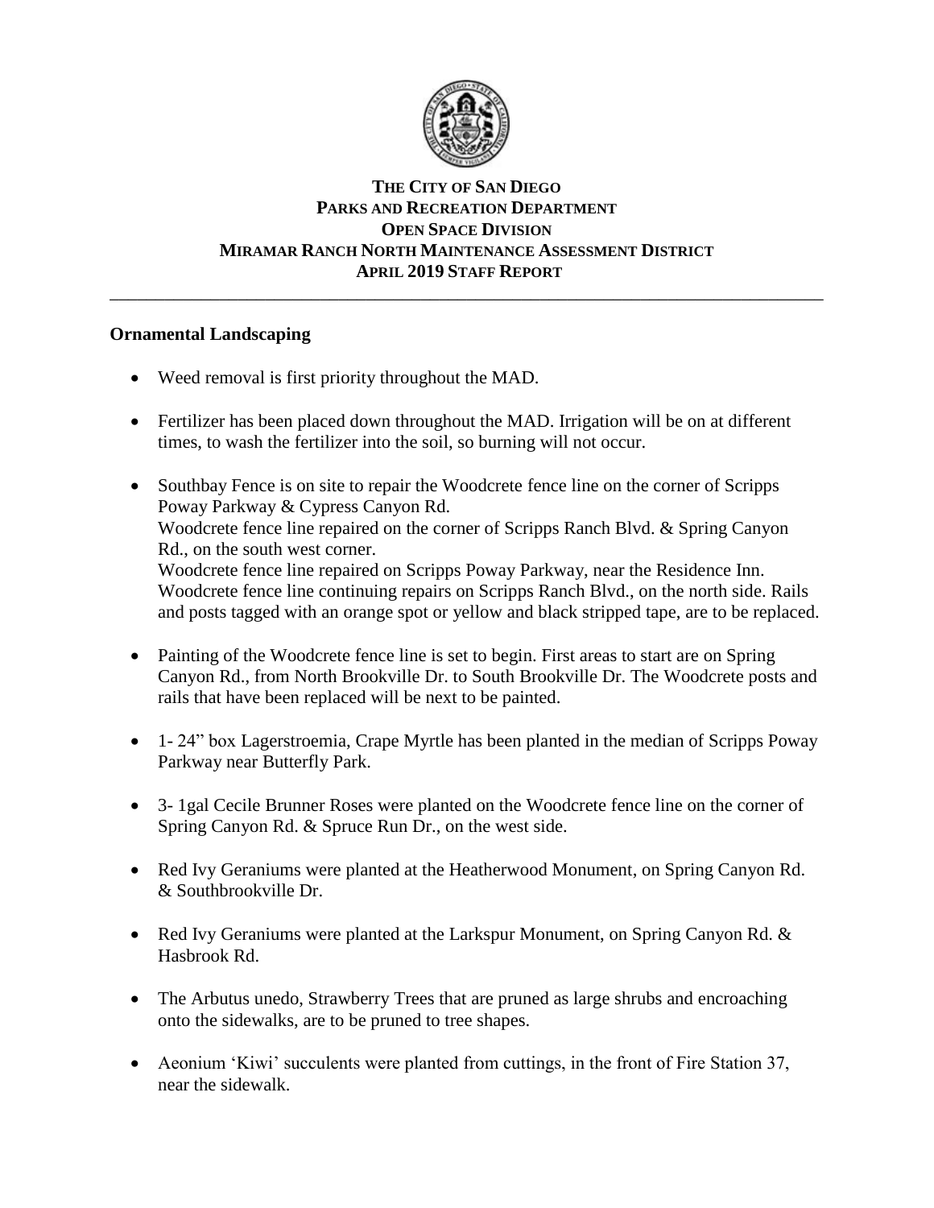**THE CITY OF SAN DIEGO**
**PARKS AND RECREATION DEPARTMENT**
**OPEN SPACE DIVISION**
**MIRAMAR RANCH NORTH MAINTENANCE ASSESSMENT DISTRICT**
**APRIL 2019 STAFF REPORT**

---

## Ornamental Landscaping

- Weed removal is first priority throughout the MAD.
- Fertilizer has been placed down throughout the MAD. Irrigation will be on at different times, to wash the fertilizer into the soil, so burning will not occur.
- Southbay Fence is on site to repair the Woodcrete fence line on the corner of Scripps Poway Parkway & Cypress Canyon Rd.
  Woodcrete fence line repaired on the corner of Scripps Ranch Blvd. & Spring Canyon Rd., on the south west corner.
  Woodcrete fence line repaired on Scripps Poway Parkway, near the Residence Inn.
  Woodcrete fence line continuing repairs on Scripps Ranch Blvd., on the north side. Rails and posts tagged with an orange spot or yellow and black stripped tape, are to be replaced.
- Painting of the Woodcrete fence line is set to begin. First areas to start are on Spring Canyon Rd., from North Brookville Dr. to South Brookville Dr. The Woodcrete posts and rails that have been replaced will be next to be painted.
- 1- 24" box Lagerstroemia, Crape Myrtle has been planted in the median of Scripps Poway Parkway near Butterfly Park.
- 3- 1gal Cecile Brunner Roses were planted on the Woodcrete fence line on the corner of Spring Canyon Rd. & Spruce Run Dr., on the west side.
- Red Ivy Geraniums were planted at the Heatherwood Monument, on Spring Canyon Rd. & Southbrookville Dr.
- Red Ivy Geraniums were planted at the Larkspur Monument, on Spring Canyon Rd. & Hasbrook Rd.
- The Arbutus unedo, Strawberry Trees that are pruned as large shrubs and encroaching onto the sidewalks, are to be pruned to tree shapes.
- Aeonium 'Kiwi' succulents were planted from cuttings, in the front of Fire Station 37, near the sidewalk.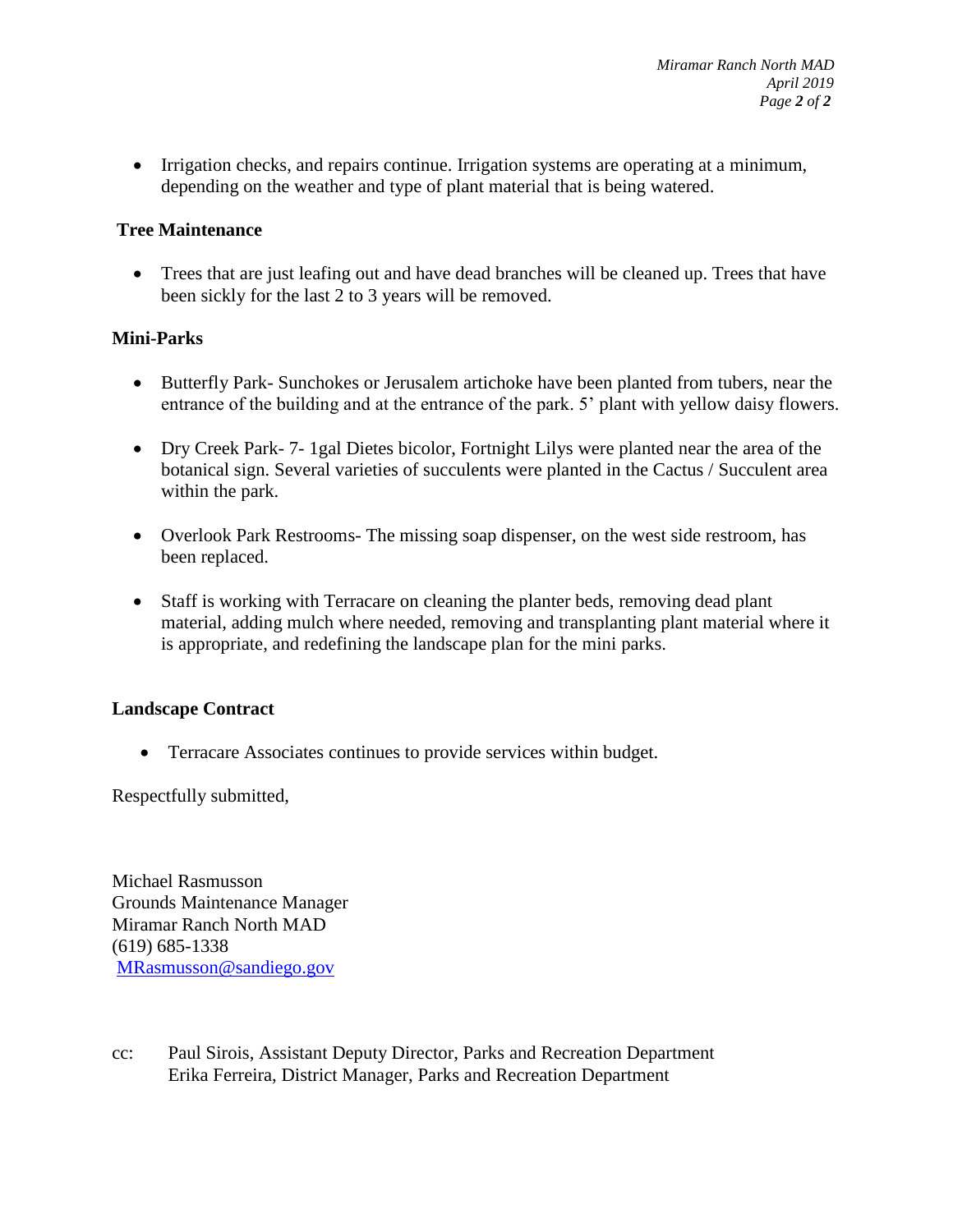- Irrigation checks, and repairs continue. Irrigation systems are operating at a minimum, depending on the weather and type of plant material that is being watered.

**Tree Maintenance**

- Trees that are just leafing out and have dead branches will be cleaned up. Trees that have been sickly for the last 2 to 3 years will be removed.

**Mini-Parks**

- Butterfly Park- Sunchokes or Jerusalem artichoke have been planted from tubers, near the entrance of the building and at the entrance of the park. 5' plant with yellow daisy flowers.

- Dry Creek Park- 7- 1gal Dietes bicolor, Fortnight Lilys were planted near the area of the botanical sign. Several varieties of succulents were planted in the Cactus / Succulent area within the park.

- Overlook Park Restrooms- The missing soap dispenser, on the west side restroom, has been replaced.

- Staff is working with Terracare on cleaning the planter beds, removing dead plant material, adding mulch where needed, removing and transplanting plant material where it is appropriate, and redefining the landscape plan for the mini parks.

**Landscape Contract**

- Terracare Associates continues to provide services within budget.

Respectfully submitted,

Michael Rasmusson
Grounds Maintenance Manager
Miramar Ranch North MAD
(619) 685-1338
MRasmusson@sandiego.gov

cc: Paul Sirois, Assistant Deputy Director, Parks and Recreation Department
Erika Ferreira, District Manager, Parks and Recreation Department